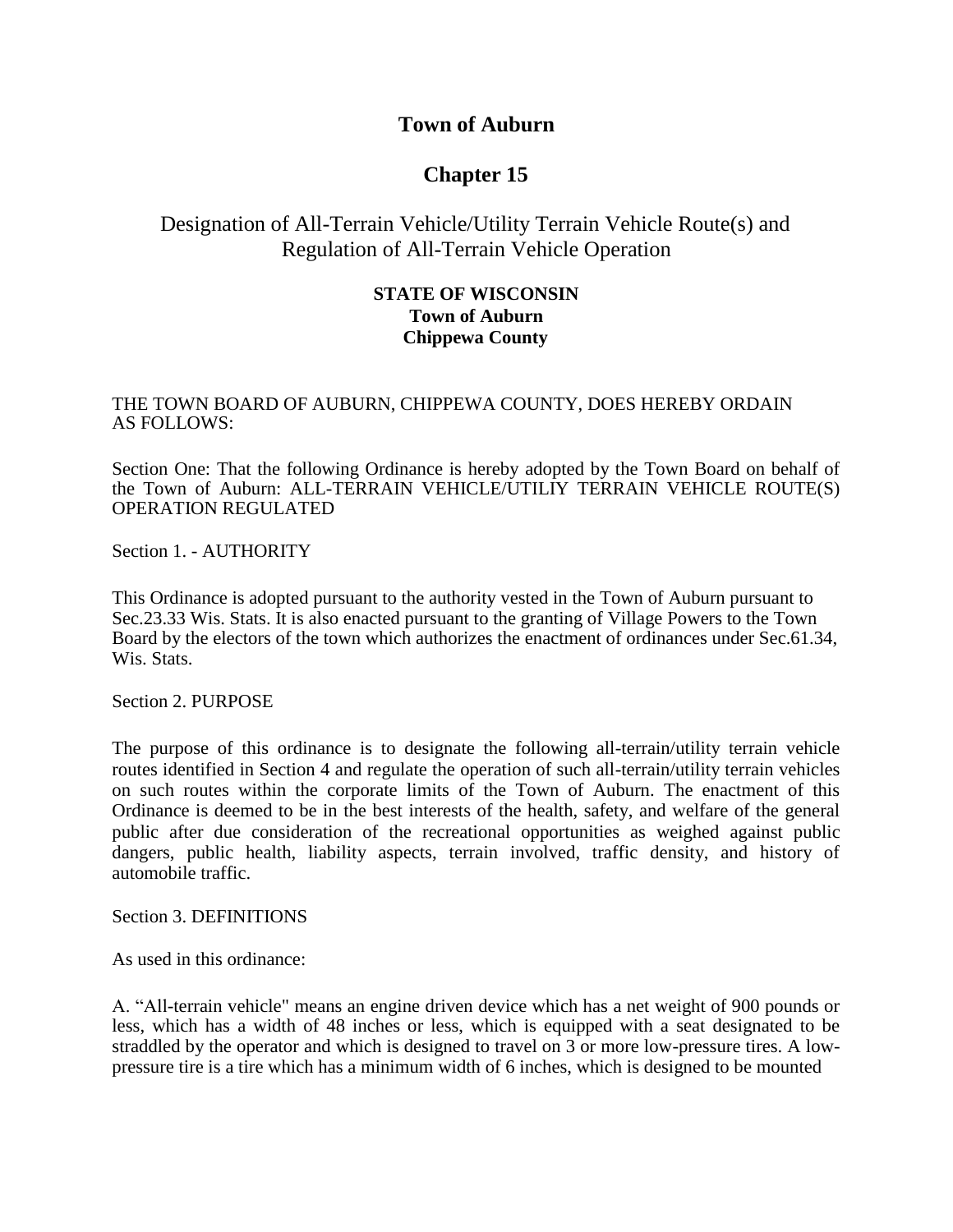# Town of Auburn

## Chapter 15

### Designation of All-Terrain Vehicle/Utility Terrain Vehicle Route(s) and Regulation of All-Terrain Vehicle Operation

**STATE OF WISCONSIN**
**Town of Auburn**
**Chippewa County**

THE TOWN BOARD OF AUBURN, CHIPPEWA COUNTY, DOES HEREBY ORDAIN AS FOLLOWS:

Section One: That the following Ordinance is hereby adopted by the Town Board on behalf of the Town of Auburn: ALL-TERRAIN VEHICLE/UTILIY TERRAIN VEHICLE ROUTE(S) OPERATION REGULATED

Section 1. - AUTHORITY

This Ordinance is adopted pursuant to the authority vested in the Town of Auburn pursuant to Sec.23.33 Wis. Stats. It is also enacted pursuant to the granting of Village Powers to the Town Board by the electors of the town which authorizes the enactment of ordinances under Sec.61.34, Wis. Stats.

Section 2. PURPOSE

The purpose of this ordinance is to designate the following all-terrain/utility terrain vehicle routes identified in Section 4 and regulate the operation of such all-terrain/utility terrain vehicles on such routes within the corporate limits of the Town of Auburn. The enactment of this Ordinance is deemed to be in the best interests of the health, safety, and welfare of the general public after due consideration of the recreational opportunities as weighed against public dangers, public health, liability aspects, terrain involved, traffic density, and history of automobile traffic.

Section 3. DEFINITIONS

As used in this ordinance:

A. "All-terrain vehicle" means an engine driven device which has a net weight of 900 pounds or less, which has a width of 48 inches or less, which is equipped with a seat designated to be straddled by the operator and which is designed to travel on 3 or more low-pressure tires. A low-pressure tire is a tire which has a minimum width of 6 inches, which is designed to be mounted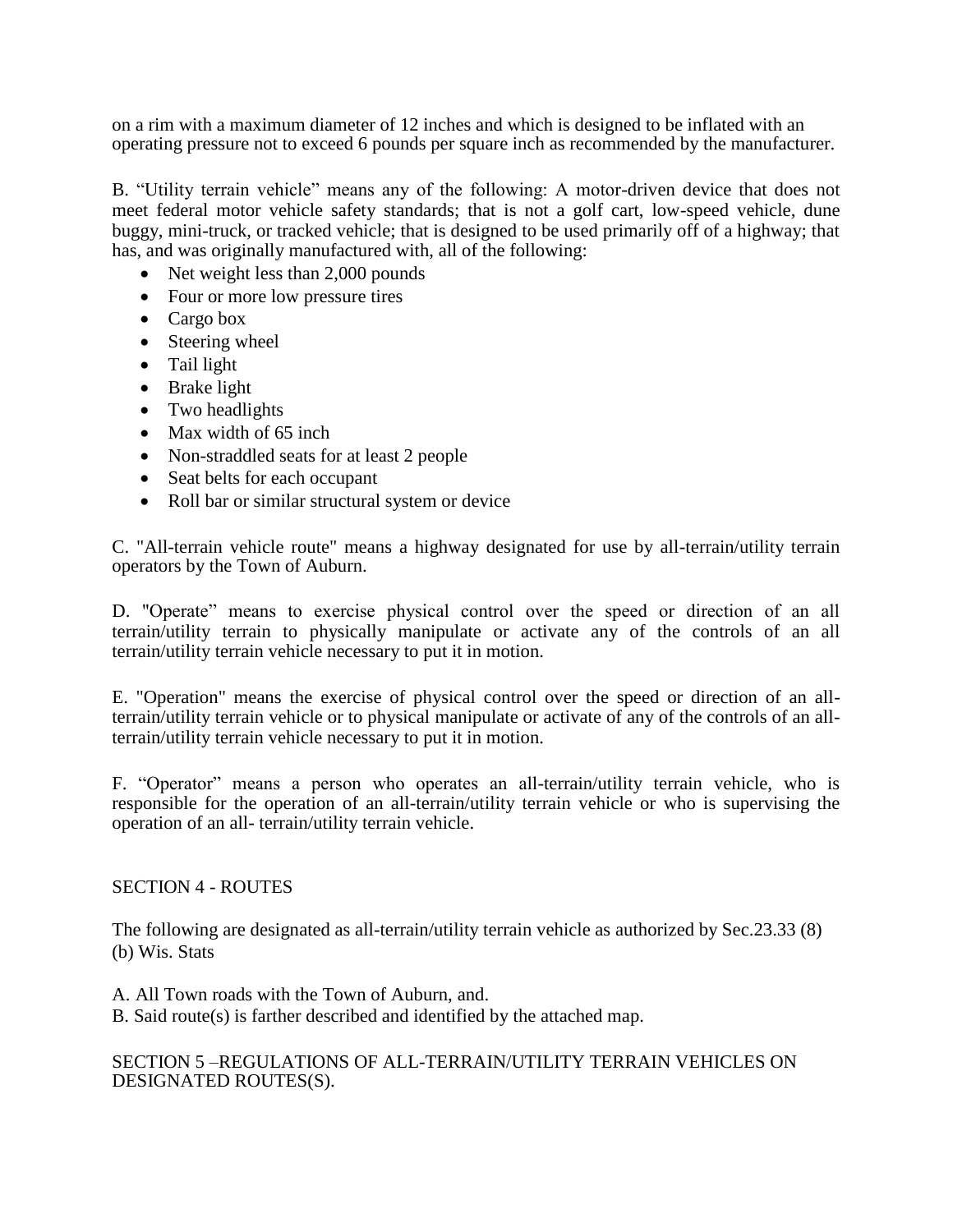on a rim with a maximum diameter of 12 inches and which is designed to be inflated with an operating pressure not to exceed 6 pounds per square inch as recommended by the manufacturer.

B. "Utility terrain vehicle" means any of the following: A motor-driven device that does not meet federal motor vehicle safety standards; that is not a golf cart, low-speed vehicle, dune buggy, mini-truck, or tracked vehicle; that is designed to be used primarily off of a highway; that has, and was originally manufactured with, all of the following:

- Net weight less than 2,000 pounds
- Four or more low pressure tires
- Cargo box
- Steering wheel
- Tail light
- Brake light
- Two headlights
- Max width of 65 inch
- Non-straddled seats for at least 2 people
- Seat belts for each occupant
- Roll bar or similar structural system or device

C. "All-terrain vehicle route" means a highway designated for use by all-terrain/utility terrain operators by the Town of Auburn.

D. "Operate" means to exercise physical control over the speed or direction of an all terrain/utility terrain to physically manipulate or activate any of the controls of an all terrain/utility terrain vehicle necessary to put it in motion.

E. "Operation" means the exercise of physical control over the speed or direction of an all-terrain/utility terrain vehicle or to physical manipulate or activate of any of the controls of an all-terrain/utility terrain vehicle necessary to put it in motion.

F. "Operator" means a person who operates an all-terrain/utility terrain vehicle, who is responsible for the operation of an all-terrain/utility terrain vehicle or who is supervising the operation of an all- terrain/utility terrain vehicle.

## SECTION 4 - ROUTES

The following are designated as all-terrain/utility terrain vehicle as authorized by Sec.23.33 (8) (b) Wis. Stats

A. All Town roads with the Town of Auburn, and.
B. Said route(s) is farther described and identified by the attached map.

## SECTION 5 –REGULATIONS OF ALL-TERRAIN/UTILITY TERRAIN VEHICLES ON DESIGNATED ROUTES(S).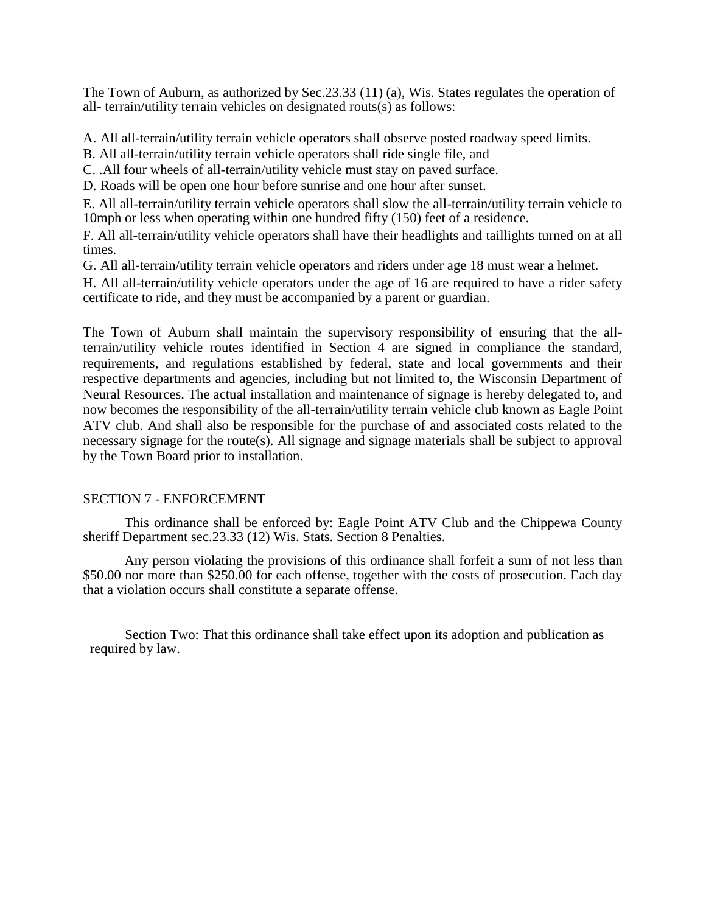The Town of Auburn, as authorized by Sec.23.33 (11) (a), Wis. States regulates the operation of all- terrain/utility terrain vehicles on designated routs(s) as follows:

A. All all-terrain/utility terrain vehicle operators shall observe posted roadway speed limits.

B. All all-terrain/utility terrain vehicle operators shall ride single file, and

C. .All four wheels of all-terrain/utility vehicle must stay on paved surface.

D. Roads will be open one hour before sunrise and one hour after sunset.

E. All all-terrain/utility terrain vehicle operators shall slow the all-terrain/utility terrain vehicle to 10mph or less when operating within one hundred fifty (150) feet of a residence.

F. All all-terrain/utility vehicle operators shall have their headlights and taillights turned on at all times.

G. All all-terrain/utility terrain vehicle operators and riders under age 18 must wear a helmet.

H. All all-terrain/utility vehicle operators under the age of 16 are required to have a rider safety certificate to ride, and they must be accompanied by a parent or guardian.

The Town of Auburn shall maintain the supervisory responsibility of ensuring that the all-terrain/utility vehicle routes identified in Section 4 are signed in compliance the standard, requirements, and regulations established by federal, state and local governments and their respective departments and agencies, including but not limited to, the Wisconsin Department of Neural Resources. The actual installation and maintenance of signage is hereby delegated to, and now becomes the responsibility of the all-terrain/utility terrain vehicle club known as Eagle Point ATV club. And shall also be responsible for the purchase of and associated costs related to the necessary signage for the route(s). All signage and signage materials shall be subject to approval by the Town Board prior to installation.

SECTION 7 - ENFORCEMENT

This ordinance shall be enforced by: Eagle Point ATV Club and the Chippewa County sheriff Department sec.23.33 (12) Wis. Stats. Section 8 Penalties.

Any person violating the provisions of this ordinance shall forfeit a sum of not less than $50.00 nor more than $250.00 for each offense, together with the costs of prosecution. Each day that a violation occurs shall constitute a separate offense.

Section Two: That this ordinance shall take effect upon its adoption and publication as required by law.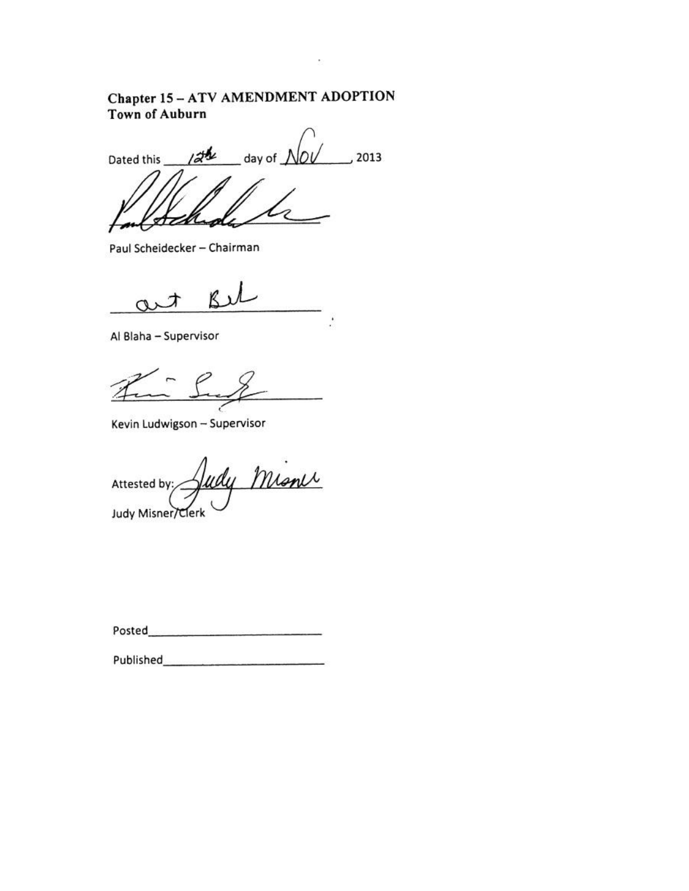**Chapter 15 – ATV AMENDMENT ADOPTION**
**Town of Auburn**

Dated this 12th day of Nov, 2013

Paul Scheidecker – Chairman

Al Blaha – Supervisor

Kevin Ludwigson – Supervisor

Attested by: Judy Misner
Judy Misner/Clerk

Posted______________________

Published______________________